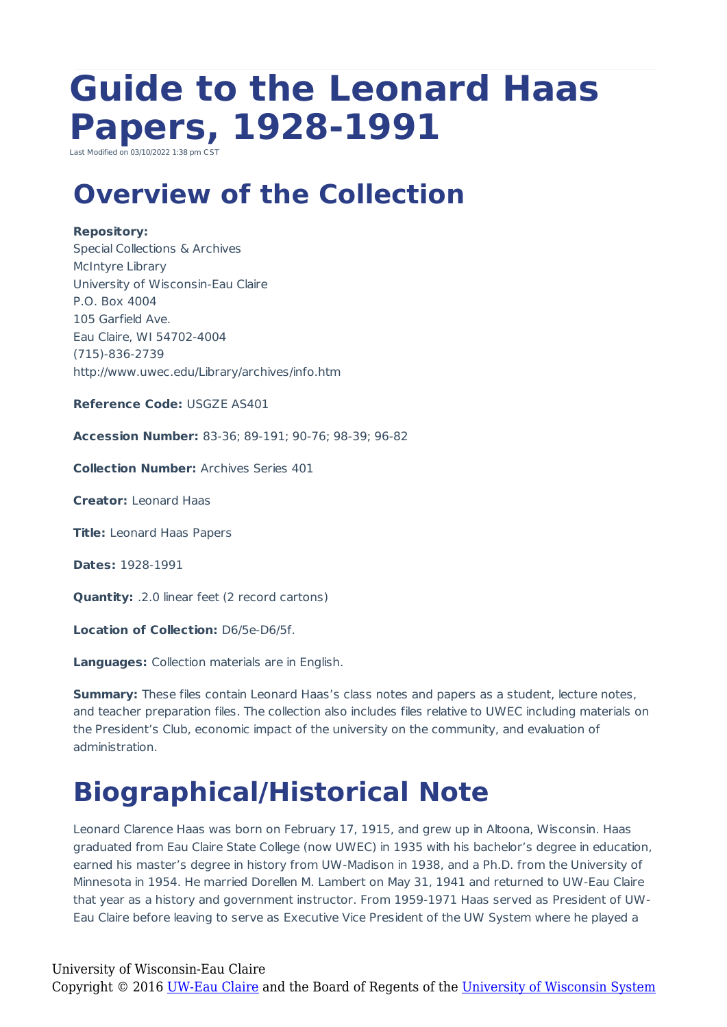# Guide to the Leonard Haas Papers, 1928-1991

Last Modified on 03/10/2022 1:38 pm CST

## Overview of the Collection

**Repository:**
Special Collections & Archives
McIntyre Library
University of Wisconsin-Eau Claire
P.O. Box 4004
105 Garfield Ave.
Eau Claire, WI 54702-4004
(715)-836-2739
http://www.uwec.edu/Library/archives/info.htm

**Reference Code:** USGZE AS401

**Accession Number:** 83-36; 89-191; 90-76; 98-39; 96-82

**Collection Number:** Archives Series 401

**Creator:** Leonard Haas

**Title:** Leonard Haas Papers

**Dates:** 1928-1991

**Quantity:** .2.0 linear feet (2 record cartons)

**Location of Collection:** D6/5e-D6/5f.

**Languages:** Collection materials are in English.

**Summary:** These files contain Leonard Haas's class notes and papers as a student, lecture notes, and teacher preparation files. The collection also includes files relative to UWEC including materials on the President's Club, economic impact of the university on the community, and evaluation of administration.

## Biographical/Historical Note

Leonard Clarence Haas was born on February 17, 1915, and grew up in Altoona, Wisconsin. Haas graduated from Eau Claire State College (now UWEC) in 1935 with his bachelor's degree in education, earned his master's degree in history from UW-Madison in 1938, and a Ph.D. from the University of Minnesota in 1954. He married Dorellen M. Lambert on May 31, 1941 and returned to UW-Eau Claire that year as a history and government instructor. From 1959-1971 Haas served as President of UW-Eau Claire before leaving to serve as Executive Vice President of the UW System where he played a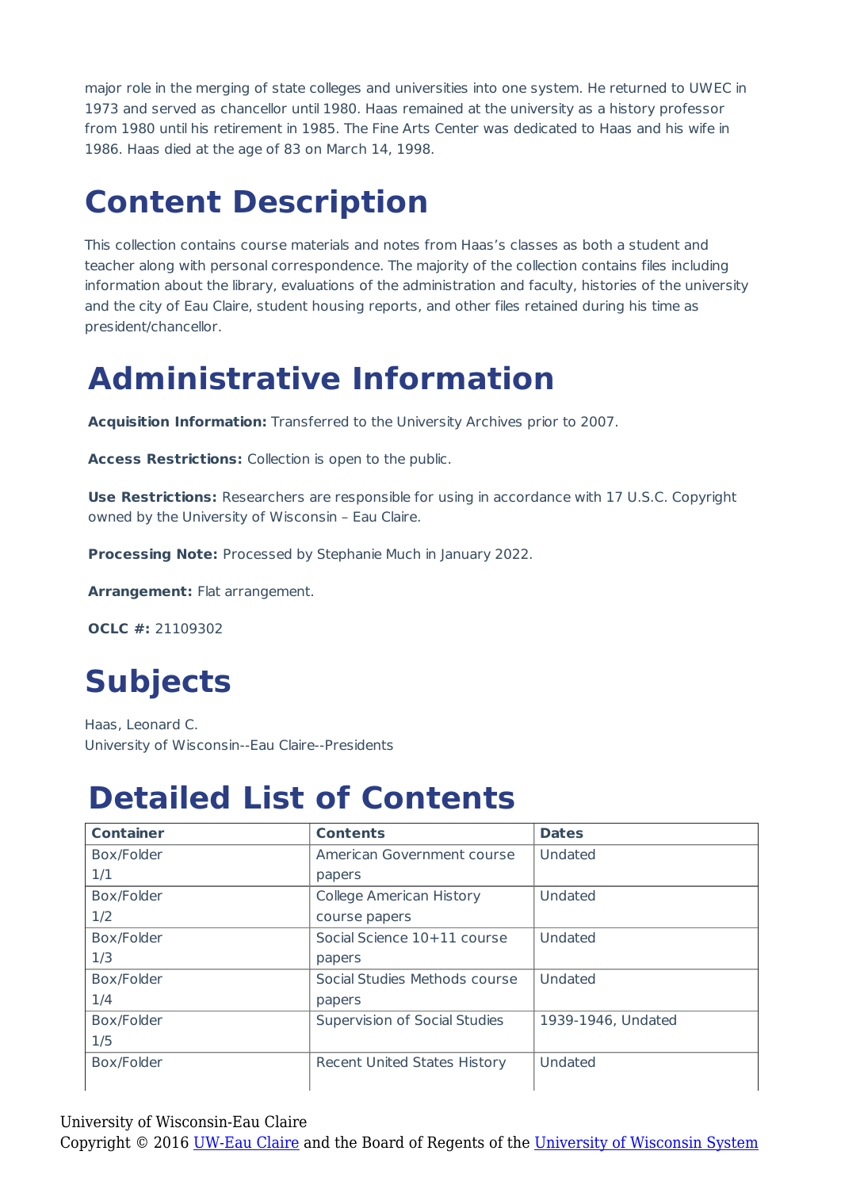major role in the merging of state colleges and universities into one system. He returned to UWEC in 1973 and served as chancellor until 1980. Haas remained at the university as a history professor from 1980 until his retirement in 1985. The Fine Arts Center was dedicated to Haas and his wife in 1986. Haas died at the age of 83 on March 14, 1998.

# Content Description

This collection contains course materials and notes from Haas's classes as both a student and teacher along with personal correspondence. The majority of the collection contains files including information about the library, evaluations of the administration and faculty, histories of the university and the city of Eau Claire, student housing reports, and other files retained during his time as president/chancellor.

# Administrative Information

**Acquisition Information:** Transferred to the University Archives prior to 2007.

**Access Restrictions:** Collection is open to the public.

**Use Restrictions:** Researchers are responsible for using in accordance with 17 U.S.C. Copyright owned by the University of Wisconsin – Eau Claire.

**Processing Note:** Processed by Stephanie Much in January 2022.

**Arrangement:** Flat arrangement.

**OCLC #:** 21109302

# Subjects

Haas, Leonard C.
University of Wisconsin--Eau Claire--Presidents

# Detailed List of Contents

| Container | Contents | Dates |
|---|---|---|
| Box/Folder 1/1 | American Government course papers | Undated |
| Box/Folder 1/2 | College American History course papers | Undated |
| Box/Folder 1/3 | Social Science 10+11 course papers | Undated |
| Box/Folder 1/4 | Social Studies Methods course papers | Undated |
| Box/Folder 1/5 | Supervision of Social Studies | 1939-1946, Undated |
| Box/Folder | Recent United States History | Undated |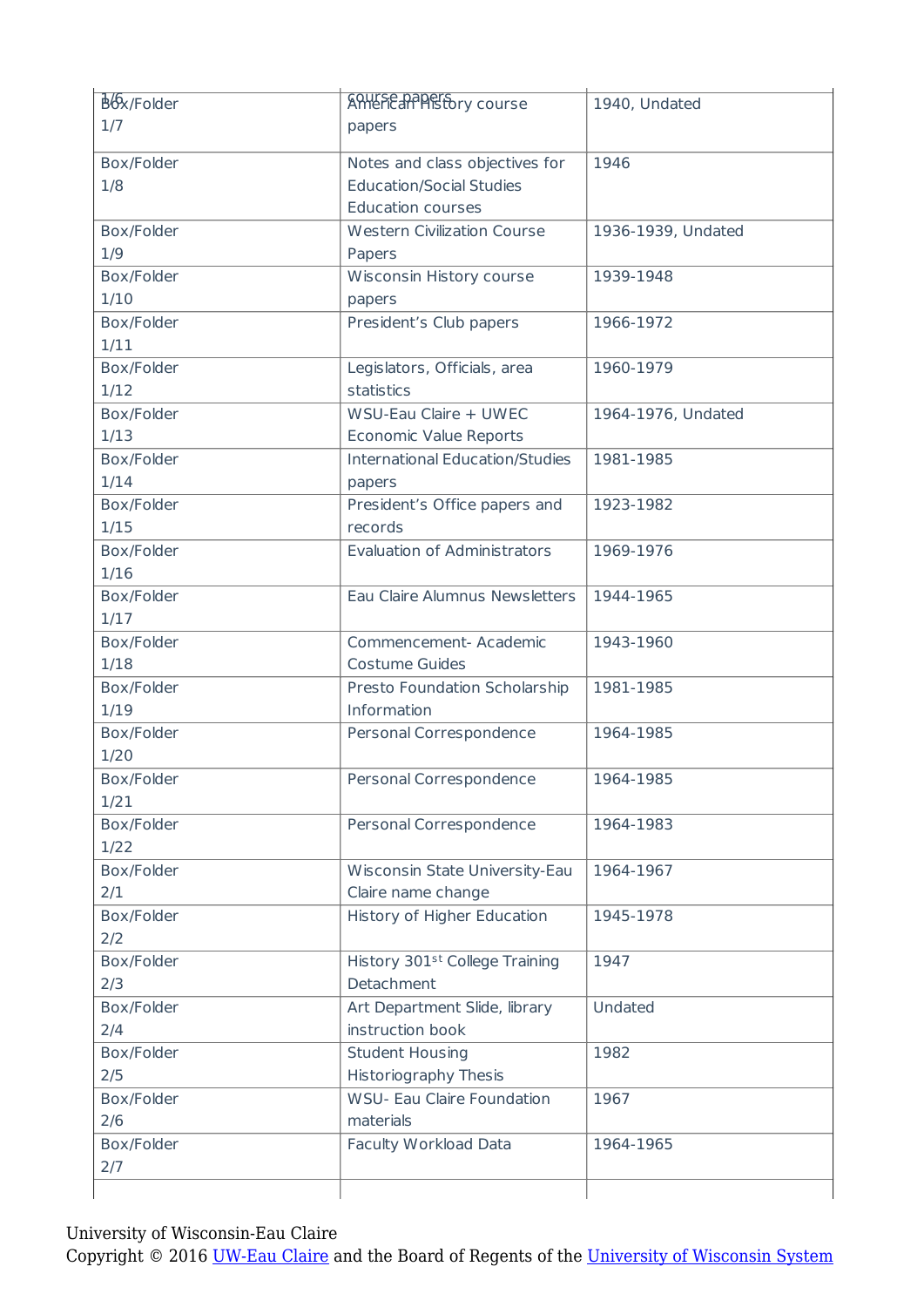| Box/Folder 1/7 | American History course papers | 1940, Undated |
|---|---|---|
| Box/Folder 1/8 | Notes and class objectives for Education/Social Studies Education courses | 1946 |
| Box/Folder 1/9 | Western Civilization Course Papers | 1936-1939, Undated |
| Box/Folder 1/10 | Wisconsin History course papers | 1939-1948 |
| Box/Folder 1/11 | President's Club papers | 1966-1972 |
| Box/Folder 1/12 | Legislators, Officials, area statistics | 1960-1979 |
| Box/Folder 1/13 | WSU-Eau Claire + UWEC Economic Value Reports | 1964-1976, Undated |
| Box/Folder 1/14 | International Education/Studies papers | 1981-1985 |
| Box/Folder 1/15 | President's Office papers and records | 1923-1982 |
| Box/Folder 1/16 | Evaluation of Administrators | 1969-1976 |
| Box/Folder 1/17 | Eau Claire Alumnus Newsletters | 1944-1965 |
| Box/Folder 1/18 | Commencement- Academic Costume Guides | 1943-1960 |
| Box/Folder 1/19 | Presto Foundation Scholarship Information | 1981-1985 |
| Box/Folder 1/20 | Personal Correspondence | 1964-1985 |
| Box/Folder 1/21 | Personal Correspondence | 1964-1985 |
| Box/Folder 1/22 | Personal Correspondence | 1964-1983 |
| Box/Folder 2/1 | Wisconsin State University-Eau Claire name change | 1964-1967 |
| Box/Folder 2/2 | History of Higher Education | 1945-1978 |
| Box/Folder 2/3 | History 301st College Training Detachment | 1947 |
| Box/Folder 2/4 | Art Department Slide, library instruction book | Undated |
| Box/Folder 2/5 | Student Housing Historiography Thesis | 1982 |
| Box/Folder 2/6 | WSU- Eau Claire Foundation materials | 1967 |
| Box/Folder 2/7 | Faculty Workload Data | 1964-1965 |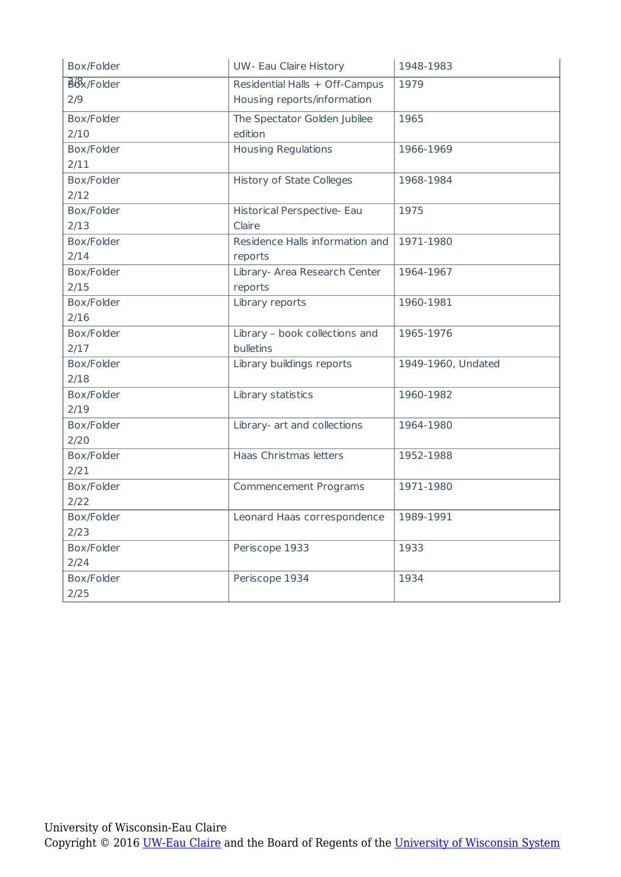| | | |
|---|---|---|
| Box/Folder 2/8 | UW- Eau Claire History | 1948-1983 |
| Box/Folder 2/9 | Residential Halls + Off-Campus Housing reports/information | 1979 |
| Box/Folder 2/10 | The Spectator Golden Jubilee edition | 1965 |
| Box/Folder 2/11 | Housing Regulations | 1966-1969 |
| Box/Folder 2/12 | History of State Colleges | 1968-1984 |
| Box/Folder 2/13 | Historical Perspective- Eau Claire | 1975 |
| Box/Folder 2/14 | Residence Halls information and reports | 1971-1980 |
| Box/Folder 2/15 | Library- Area Research Center reports | 1964-1967 |
| Box/Folder 2/16 | Library reports | 1960-1981 |
| Box/Folder 2/17 | Library – book collections and bulletins | 1965-1976 |
| Box/Folder 2/18 | Library buildings reports | 1949-1960, Undated |
| Box/Folder 2/19 | Library statistics | 1960-1982 |
| Box/Folder 2/20 | Library- art and collections | 1964-1980 |
| Box/Folder 2/21 | Haas Christmas letters | 1952-1988 |
| Box/Folder 2/22 | Commencement Programs | 1971-1980 |
| Box/Folder 2/23 | Leonard Haas correspondence | 1989-1991 |
| Box/Folder 2/24 | Periscope 1933 | 1933 |
| Box/Folder 2/25 | Periscope 1934 | 1934 |